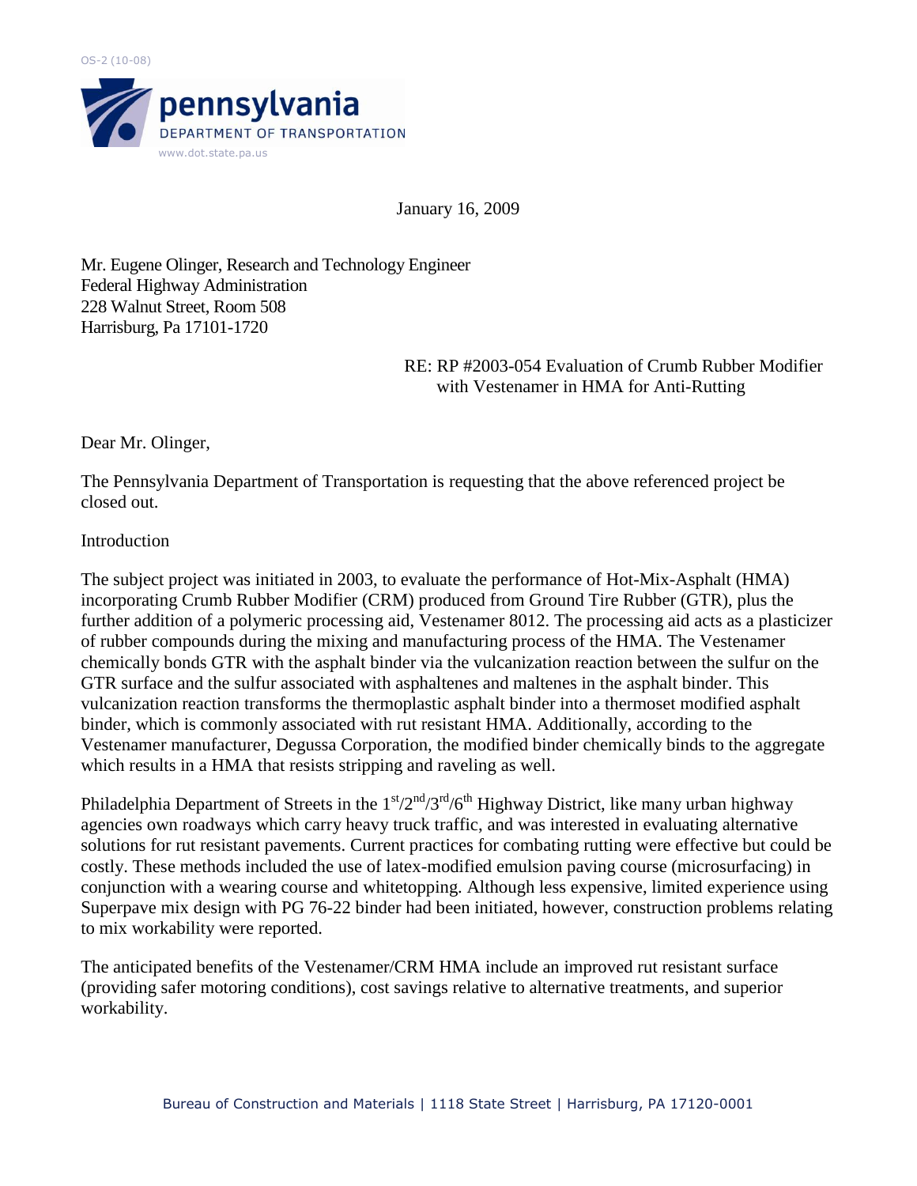OS-2 (10-08)

**pennsylvania**
DEPARTMENT OF TRANSPORTATION
www.dot.state.pa.us

January 16, 2009

Mr. Eugene Olinger, Research and Technology Engineer
Federal Highway Administration
228 Walnut Street, Room 508
Harrisburg, Pa 17101-1720

RE: RP #2003-054 Evaluation of Crumb Rubber Modifier with Vestenamer in HMA for Anti-Rutting

Dear Mr. Olinger,

The Pennsylvania Department of Transportation is requesting that the above referenced project be closed out.

Introduction

The subject project was initiated in 2003, to evaluate the performance of Hot-Mix-Asphalt (HMA) incorporating Crumb Rubber Modifier (CRM) produced from Ground Tire Rubber (GTR), plus the further addition of a polymeric processing aid, Vestenamer 8012. The processing aid acts as a plasticizer of rubber compounds during the mixing and manufacturing process of the HMA. The Vestenamer chemically bonds GTR with the asphalt binder via the vulcanization reaction between the sulfur on the GTR surface and the sulfur associated with asphaltenes and maltenes in the asphalt binder. This vulcanization reaction transforms the thermoplastic asphalt binder into a thermoset modified asphalt binder, which is commonly associated with rut resistant HMA. Additionally, according to the Vestenamer manufacturer, Degussa Corporation, the modified binder chemically binds to the aggregate which results in a HMA that resists stripping and raveling as well.

Philadelphia Department of Streets in the 1st/2nd/3rd/6th Highway District, like many urban highway agencies own roadways which carry heavy truck traffic, and was interested in evaluating alternative solutions for rut resistant pavements. Current practices for combating rutting were effective but could be costly. These methods included the use of latex-modified emulsion paving course (microsurfacing) in conjunction with a wearing course and whitetopping. Although less expensive, limited experience using Superpave mix design with PG 76-22 binder had been initiated, however, construction problems relating to mix workability were reported.

The anticipated benefits of the Vestenamer/CRM HMA include an improved rut resistant surface (providing safer motoring conditions), cost savings relative to alternative treatments, and superior workability.

Bureau of Construction and Materials | 1118 State Street | Harrisburg, PA 17120-0001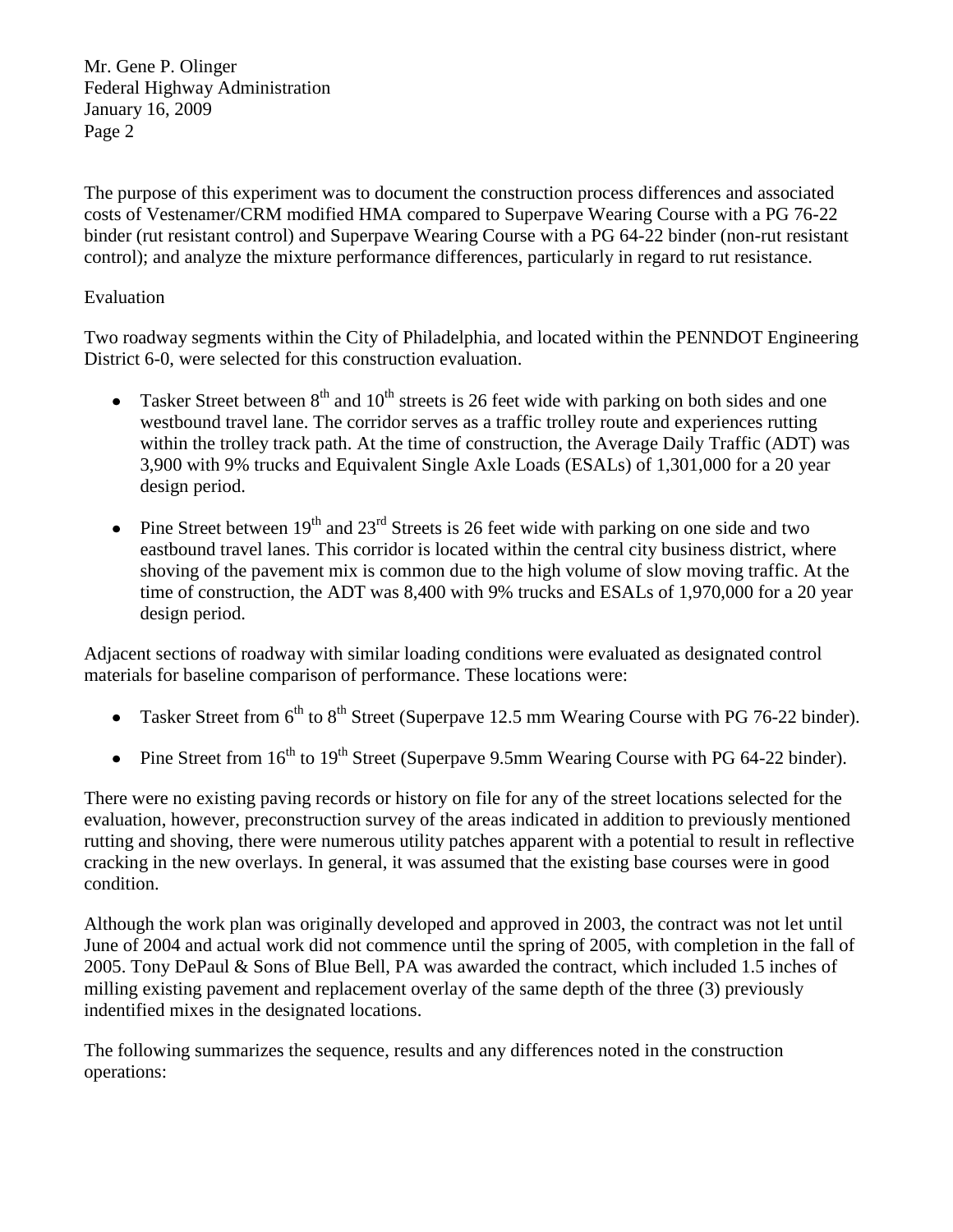The purpose of this experiment was to document the construction process differences and associated costs of Vestenamer/CRM modified HMA compared to Superpave Wearing Course with a PG 76-22 binder (rut resistant control) and Superpave Wearing Course with a PG 64-22 binder (non-rut resistant control); and analyze the mixture performance differences, particularly in regard to rut resistance.

Evaluation

Two roadway segments within the City of Philadelphia, and located within the PENNDOT Engineering District 6-0, were selected for this construction evaluation.

- Tasker Street between 8th and 10th streets is 26 feet wide with parking on both sides and one westbound travel lane. The corridor serves as a traffic trolley route and experiences rutting within the trolley track path. At the time of construction, the Average Daily Traffic (ADT) was 3,900 with 9% trucks and Equivalent Single Axle Loads (ESALs) of 1,301,000 for a 20 year design period.
- Pine Street between 19th and 23rd Streets is 26 feet wide with parking on one side and two eastbound travel lanes. This corridor is located within the central city business district, where shoving of the pavement mix is common due to the high volume of slow moving traffic. At the time of construction, the ADT was 8,400 with 9% trucks and ESALs of 1,970,000 for a 20 year design period.

Adjacent sections of roadway with similar loading conditions were evaluated as designated control materials for baseline comparison of performance. These locations were:

- Tasker Street from 6th to 8th Street (Superpave 12.5 mm Wearing Course with PG 76-22 binder).
- Pine Street from 16th to 19th Street (Superpave 9.5mm Wearing Course with PG 64-22 binder).

There were no existing paving records or history on file for any of the street locations selected for the evaluation, however, preconstruction survey of the areas indicated in addition to previously mentioned rutting and shoving, there were numerous utility patches apparent with a potential to result in reflective cracking in the new overlays. In general, it was assumed that the existing base courses were in good condition.

Although the work plan was originally developed and approved in 2003, the contract was not let until June of 2004 and actual work did not commence until the spring of 2005, with completion in the fall of 2005. Tony DePaul & Sons of Blue Bell, PA was awarded the contract, which included 1.5 inches of milling existing pavement and replacement overlay of the same depth of the three (3) previously indentified mixes in the designated locations.

The following summarizes the sequence, results and any differences noted in the construction operations: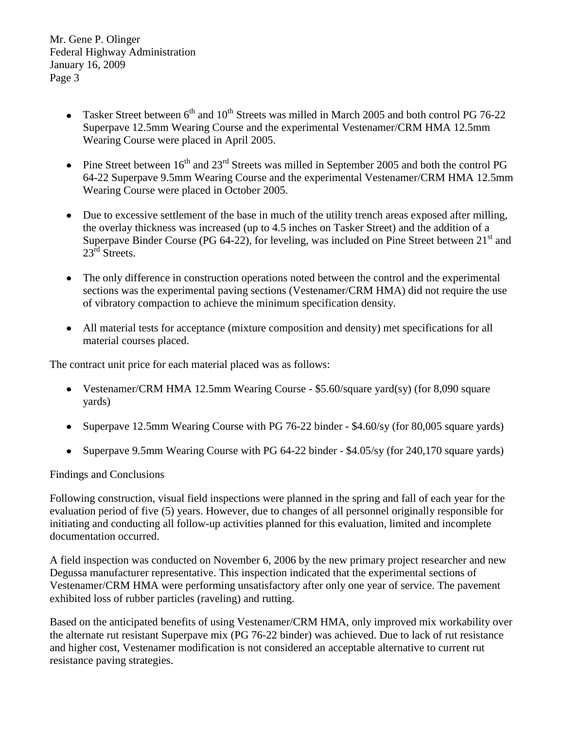- Tasker Street between 6th and 10th Streets was milled in March 2005 and both control PG 76-22 Superpave 12.5mm Wearing Course and the experimental Vestenamer/CRM HMA 12.5mm Wearing Course were placed in April 2005.

- Pine Street between 16th and 23rd Streets was milled in September 2005 and both the control PG 64-22 Superpave 9.5mm Wearing Course and the experimental Vestenamer/CRM HMA 12.5mm Wearing Course were placed in October 2005.

- Due to excessive settlement of the base in much of the utility trench areas exposed after milling, the overlay thickness was increased (up to 4.5 inches on Tasker Street) and the addition of a Superpave Binder Course (PG 64-22), for leveling, was included on Pine Street between 21st and 23rd Streets.

- The only difference in construction operations noted between the control and the experimental sections was the experimental paving sections (Vestenamer/CRM HMA) did not require the use of vibratory compaction to achieve the minimum specification density.

- All material tests for acceptance (mixture composition and density) met specifications for all material courses placed.

The contract unit price for each material placed was as follows:

- Vestenamer/CRM HMA 12.5mm Wearing Course - $5.60/square yard(sy) (for 8,090 square yards)

- Superpave 12.5mm Wearing Course with PG 76-22 binder - $4.60/sy (for 80,005 square yards)

- Superpave 9.5mm Wearing Course with PG 64-22 binder - $4.05/sy (for 240,170 square yards)

Findings and Conclusions

Following construction, visual field inspections were planned in the spring and fall of each year for the evaluation period of five (5) years. However, due to changes of all personnel originally responsible for initiating and conducting all follow-up activities planned for this evaluation, limited and incomplete documentation occurred.

A field inspection was conducted on November 6, 2006 by the new primary project researcher and new Degussa manufacturer representative. This inspection indicated that the experimental sections of Vestenamer/CRM HMA were performing unsatisfactory after only one year of service. The pavement exhibited loss of rubber particles (raveling) and rutting.

Based on the anticipated benefits of using Vestenamer/CRM HMA, only improved mix workability over the alternate rut resistant Superpave mix (PG 76-22 binder) was achieved. Due to lack of rut resistance and higher cost, Vestenamer modification is not considered an acceptable alternative to current rut resistance paving strategies.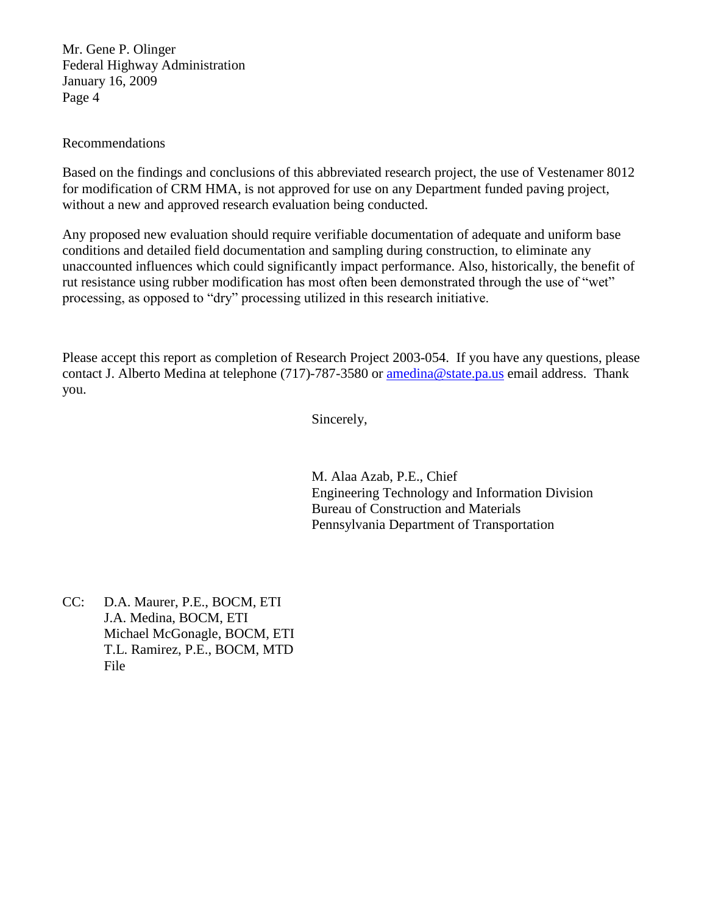Recommendations

Based on the findings and conclusions of this abbreviated research project, the use of Vestenamer 8012 for modification of CRM HMA, is not approved for use on any Department funded paving project, without a new and approved research evaluation being conducted.

Any proposed new evaluation should require verifiable documentation of adequate and uniform base conditions and detailed field documentation and sampling during construction, to eliminate any unaccounted influences which could significantly impact performance. Also, historically, the benefit of rut resistance using rubber modification has most often been demonstrated through the use of "wet" processing, as opposed to "dry" processing utilized in this research initiative.

Please accept this report as completion of Research Project 2003-054. If you have any questions, please contact J. Alberto Medina at telephone (717)-787-3580 or amedina@state.pa.us email address. Thank you.

Sincerely,

M. Alaa Azab, P.E., Chief
Engineering Technology and Information Division
Bureau of Construction and Materials
Pennsylvania Department of Transportation

CC: D.A. Maurer, P.E., BOCM, ETI
J.A. Medina, BOCM, ETI
Michael McGonagle, BOCM, ETI
T.L. Ramirez, P.E., BOCM, MTD
File